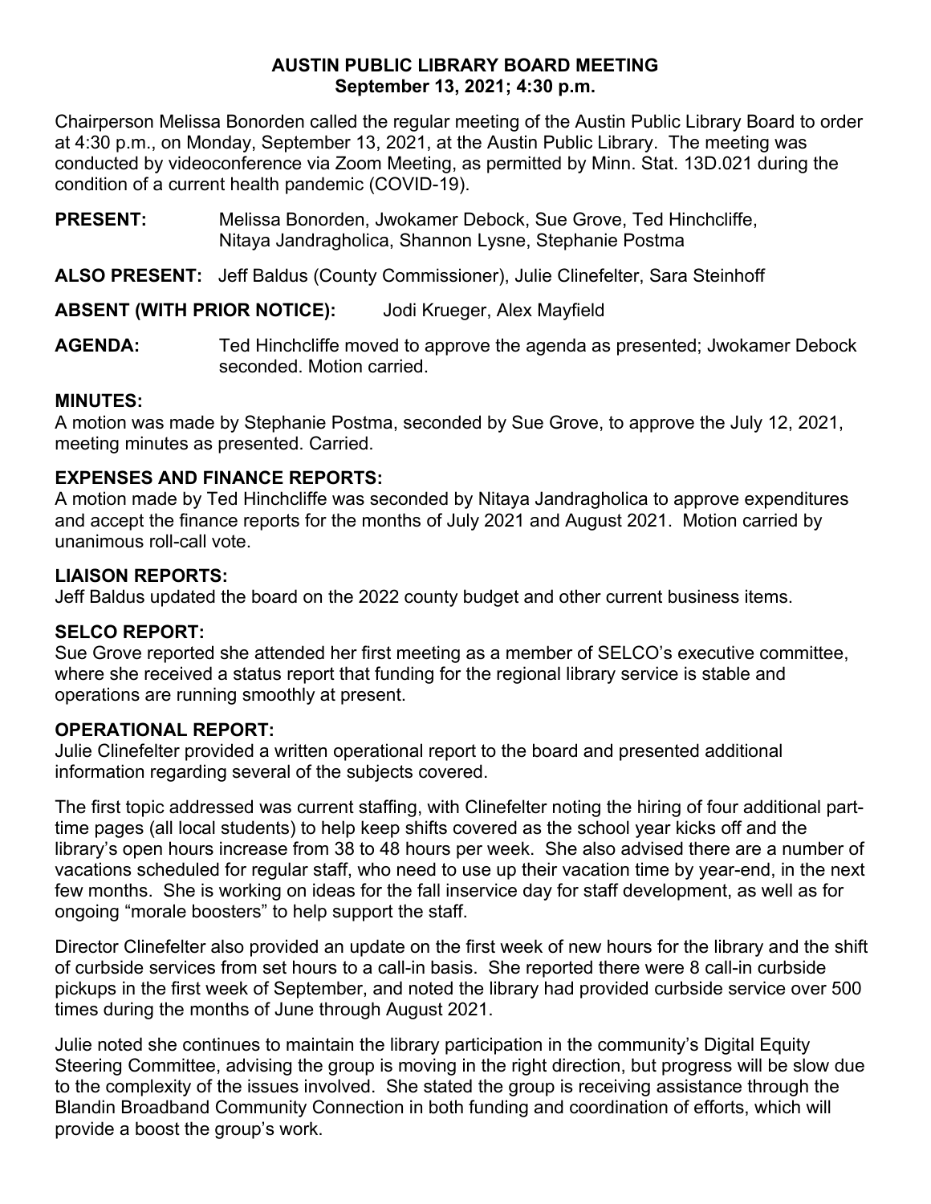# AUSTIN PUBLIC LIBRARY BOARD MEETING
## September 13, 2021; 4:30 p.m.

Chairperson Melissa Bonorden called the regular meeting of the Austin Public Library Board to order at 4:30 p.m., on Monday, September 13, 2021, at the Austin Public Library. The meeting was conducted by videoconference via Zoom Meeting, as permitted by Minn. Stat. 13D.021 during the condition of a current health pandemic (COVID-19).

**PRESENT:** Melissa Bonorden, Jwokamer Debock, Sue Grove, Ted Hinchcliffe, Nitaya Jandragholica, Shannon Lysne, Stephanie Postma

**ALSO PRESENT:** Jeff Baldus (County Commissioner), Julie Clinefelter, Sara Steinhoff

**ABSENT (WITH PRIOR NOTICE):** Jodi Krueger, Alex Mayfield

**AGENDA:** Ted Hinchcliffe moved to approve the agenda as presented; Jwokamer Debock seconded. Motion carried.

**MINUTES:**
A motion was made by Stephanie Postma, seconded by Sue Grove, to approve the July 12, 2021, meeting minutes as presented. Carried.

**EXPENSES AND FINANCE REPORTS:**
A motion made by Ted Hinchcliffe was seconded by Nitaya Jandragholica to approve expenditures and accept the finance reports for the months of July 2021 and August 2021. Motion carried by unanimous roll-call vote.

**LIAISON REPORTS:**
Jeff Baldus updated the board on the 2022 county budget and other current business items.

**SELCO REPORT:**
Sue Grove reported she attended her first meeting as a member of SELCO's executive committee, where she received a status report that funding for the regional library service is stable and operations are running smoothly at present.

**OPERATIONAL REPORT:**
Julie Clinefelter provided a written operational report to the board and presented additional information regarding several of the subjects covered.

The first topic addressed was current staffing, with Clinefelter noting the hiring of four additional part-time pages (all local students) to help keep shifts covered as the school year kicks off and the library's open hours increase from 38 to 48 hours per week. She also advised there are a number of vacations scheduled for regular staff, who need to use up their vacation time by year-end, in the next few months. She is working on ideas for the fall inservice day for staff development, as well as for ongoing "morale boosters" to help support the staff.

Director Clinefelter also provided an update on the first week of new hours for the library and the shift of curbside services from set hours to a call-in basis. She reported there were 8 call-in curbside pickups in the first week of September, and noted the library had provided curbside service over 500 times during the months of June through August 2021.

Julie noted she continues to maintain the library participation in the community's Digital Equity Steering Committee, advising the group is moving in the right direction, but progress will be slow due to the complexity of the issues involved. She stated the group is receiving assistance through the Blandin Broadband Community Connection in both funding and coordination of efforts, which will provide a boost the group's work.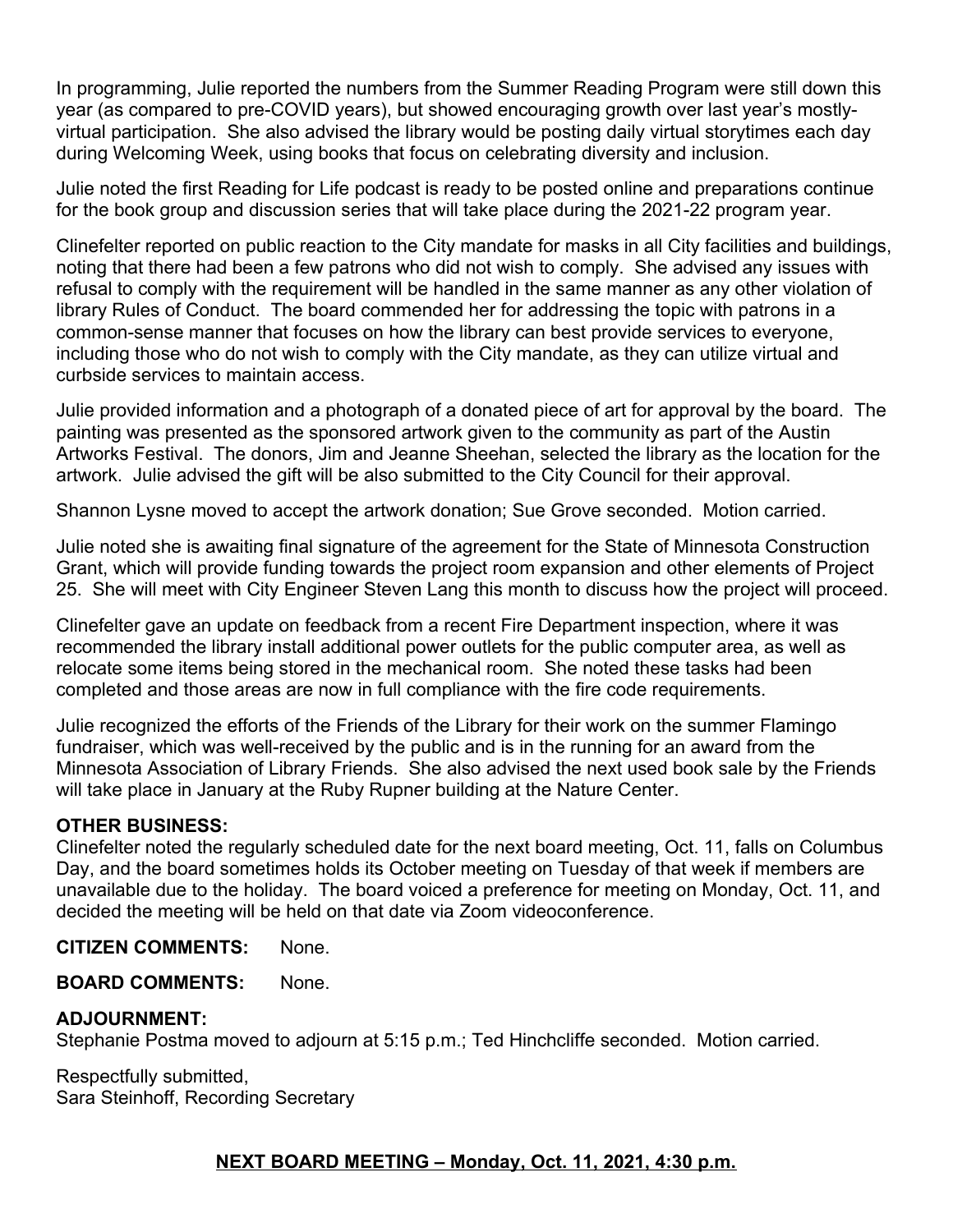In programming, Julie reported the numbers from the Summer Reading Program were still down this year (as compared to pre-COVID years), but showed encouraging growth over last year's mostly-virtual participation. She also advised the library would be posting daily virtual storytimes each day during Welcoming Week, using books that focus on celebrating diversity and inclusion.

Julie noted the first Reading for Life podcast is ready to be posted online and preparations continue for the book group and discussion series that will take place during the 2021-22 program year.

Clinefelter reported on public reaction to the City mandate for masks in all City facilities and buildings, noting that there had been a few patrons who did not wish to comply. She advised any issues with refusal to comply with the requirement will be handled in the same manner as any other violation of library Rules of Conduct. The board commended her for addressing the topic with patrons in a common-sense manner that focuses on how the library can best provide services to everyone, including those who do not wish to comply with the City mandate, as they can utilize virtual and curbside services to maintain access.

Julie provided information and a photograph of a donated piece of art for approval by the board. The painting was presented as the sponsored artwork given to the community as part of the Austin Artworks Festival. The donors, Jim and Jeanne Sheehan, selected the library as the location for the artwork. Julie advised the gift will be also submitted to the City Council for their approval.

Shannon Lysne moved to accept the artwork donation; Sue Grove seconded. Motion carried.

Julie noted she is awaiting final signature of the agreement for the State of Minnesota Construction Grant, which will provide funding towards the project room expansion and other elements of Project 25. She will meet with City Engineer Steven Lang this month to discuss how the project will proceed.

Clinefelter gave an update on feedback from a recent Fire Department inspection, where it was recommended the library install additional power outlets for the public computer area, as well as relocate some items being stored in the mechanical room. She noted these tasks had been completed and those areas are now in full compliance with the fire code requirements.

Julie recognized the efforts of the Friends of the Library for their work on the summer Flamingo fundraiser, which was well-received by the public and is in the running for an award from the Minnesota Association of Library Friends. She also advised the next used book sale by the Friends will take place in January at the Ruby Rupner building at the Nature Center.

**OTHER BUSINESS:**
Clinefelter noted the regularly scheduled date for the next board meeting, Oct. 11, falls on Columbus Day, and the board sometimes holds its October meeting on Tuesday of that week if members are unavailable due to the holiday. The board voiced a preference for meeting on Monday, Oct. 11, and decided the meeting will be held on that date via Zoom videoconference.

**CITIZEN COMMENTS:** None.

**BOARD COMMENTS:** None.

**ADJOURNMENT:**
Stephanie Postma moved to adjourn at 5:15 p.m.; Ted Hinchcliffe seconded. Motion carried.

Respectfully submitted,
Sara Steinhoff, Recording Secretary

**NEXT BOARD MEETING – Monday, Oct. 11, 2021, 4:30 p.m.**